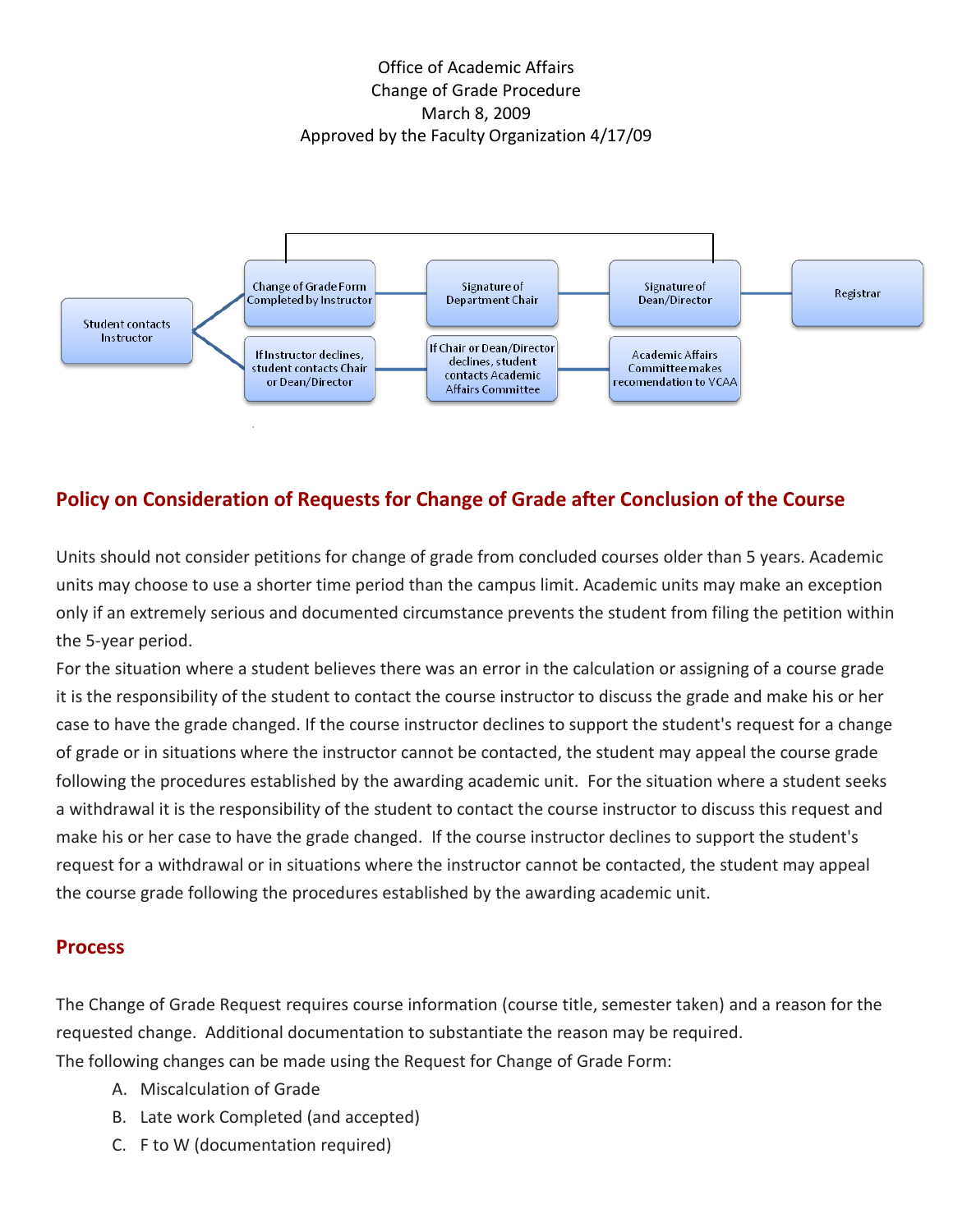Office of Academic Affairs
Change of Grade Procedure
March 8, 2009
Approved by the Faculty Organization 4/17/09

Student contacts Instructor

Change of Grade Form Completed by Instructor → Signature of Department Chair → Signature of Dean/Director → Registrar

If Instructor declines, student contacts Chair or Dean/Director → If Chair or Dean/Director declines, student contacts Academic Affairs Committee → Academic Affairs Committee makes recomendation to VCAA

## Policy on Consideration of Requests for Change of Grade after Conclusion of the Course

Units should not consider petitions for change of grade from concluded courses older than 5 years. Academic units may choose to use a shorter time period than the campus limit. Academic units may make an exception only if an extremely serious and documented circumstance prevents the student from filing the petition within the 5-year period.

For the situation where a student believes there was an error in the calculation or assigning of a course grade it is the responsibility of the student to contact the course instructor to discuss the grade and make his or her case to have the grade changed. If the course instructor declines to support the student's request for a change of grade or in situations where the instructor cannot be contacted, the student may appeal the course grade following the procedures established by the awarding academic unit. For the situation where a student seeks a withdrawal it is the responsibility of the student to contact the course instructor to discuss this request and make his or her case to have the grade changed. If the course instructor declines to support the student's request for a withdrawal or in situations where the instructor cannot be contacted, the student may appeal the course grade following the procedures established by the awarding academic unit.

## Process

The Change of Grade Request requires course information (course title, semester taken) and a reason for the requested change. Additional documentation to substantiate the reason may be required.

The following changes can be made using the Request for Change of Grade Form:

A. Miscalculation of Grade
B. Late work Completed (and accepted)
C. F to W (documentation required)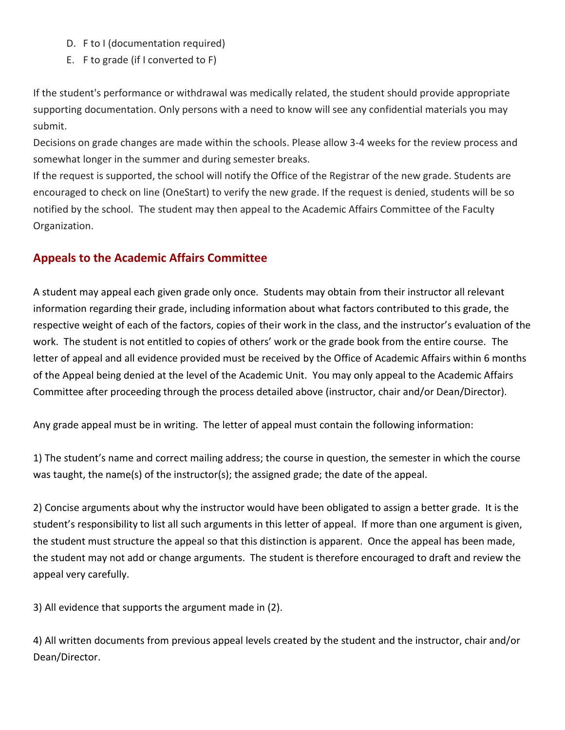D. F to I (documentation required)
E. F to grade (if I converted to F)

If the student's performance or withdrawal was medically related, the student should provide appropriate supporting documentation. Only persons with a need to know will see any confidential materials you may submit.
Decisions on grade changes are made within the schools. Please allow 3-4 weeks for the review process and somewhat longer in the summer and during semester breaks.
If the request is supported, the school will notify the Office of the Registrar of the new grade. Students are encouraged to check on line (OneStart) to verify the new grade. If the request is denied, students will be so notified by the school. The student may then appeal to the Academic Affairs Committee of the Faculty Organization.

## Appeals to the Academic Affairs Committee

A student may appeal each given grade only once. Students may obtain from their instructor all relevant information regarding their grade, including information about what factors contributed to this grade, the respective weight of each of the factors, copies of their work in the class, and the instructor's evaluation of the work. The student is not entitled to copies of others' work or the grade book from the entire course. The letter of appeal and all evidence provided must be received by the Office of Academic Affairs within 6 months of the Appeal being denied at the level of the Academic Unit. You may only appeal to the Academic Affairs Committee after proceeding through the process detailed above (instructor, chair and/or Dean/Director).

Any grade appeal must be in writing. The letter of appeal must contain the following information:

1) The student's name and correct mailing address; the course in question, the semester in which the course was taught, the name(s) of the instructor(s); the assigned grade; the date of the appeal.

2) Concise arguments about why the instructor would have been obligated to assign a better grade. It is the student's responsibility to list all such arguments in this letter of appeal. If more than one argument is given, the student must structure the appeal so that this distinction is apparent. Once the appeal has been made, the student may not add or change arguments. The student is therefore encouraged to draft and review the appeal very carefully.

3) All evidence that supports the argument made in (2).

4) All written documents from previous appeal levels created by the student and the instructor, chair and/or Dean/Director.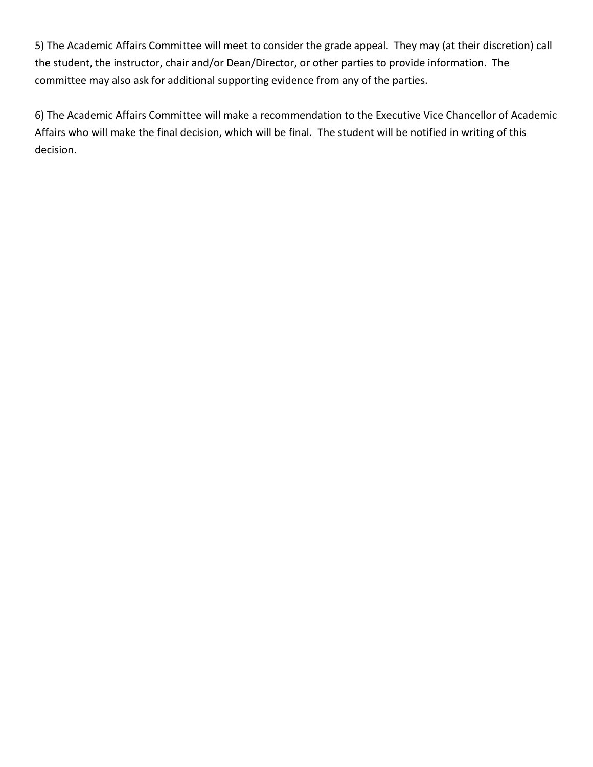5) The Academic Affairs Committee will meet to consider the grade appeal. They may (at their discretion) call the student, the instructor, chair and/or Dean/Director, or other parties to provide information. The committee may also ask for additional supporting evidence from any of the parties.

6) The Academic Affairs Committee will make a recommendation to the Executive Vice Chancellor of Academic Affairs who will make the final decision, which will be final. The student will be notified in writing of this decision.